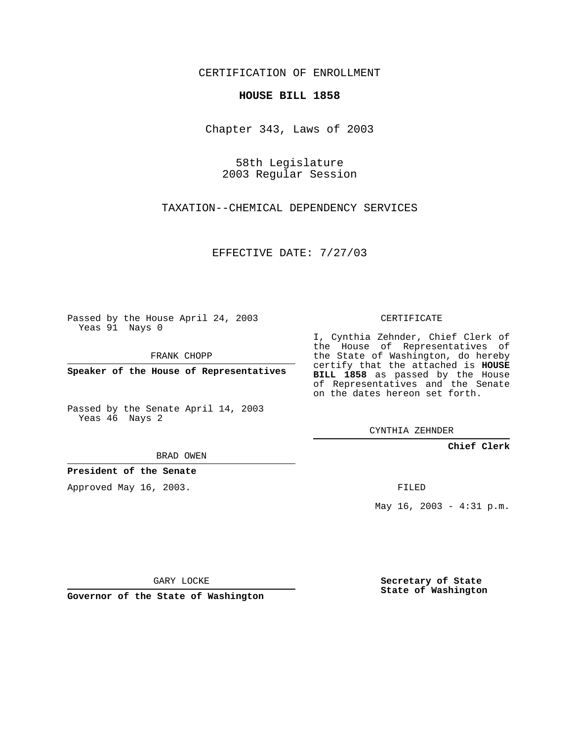CERTIFICATION OF ENROLLMENT

**HOUSE BILL 1858**

Chapter 343, Laws of 2003

58th Legislature
2003 Regular Session

TAXATION--CHEMICAL DEPENDENCY SERVICES

EFFECTIVE DATE: 7/27/03

Passed by the House April 24, 2003
Yeas 91 Nays 0

FRANK CHOPP

**Speaker of the House of Representatives**

Passed by the Senate April 14, 2003
Yeas 46 Nays 2

BRAD OWEN

**President of the Senate**

Approved May 16, 2003.

GARY LOCKE

**Governor of the State of Washington**

CERTIFICATE

I, Cynthia Zehnder, Chief Clerk of the House of Representatives of the State of Washington, do hereby certify that the attached is **HOUSE BILL 1858** as passed by the House of Representatives and the Senate on the dates hereon set forth.

CYNTHIA ZEHNDER

**Chief Clerk**

FILED

May 16, 2003 - 4:31 p.m.

**Secretary of State**
**State of Washington**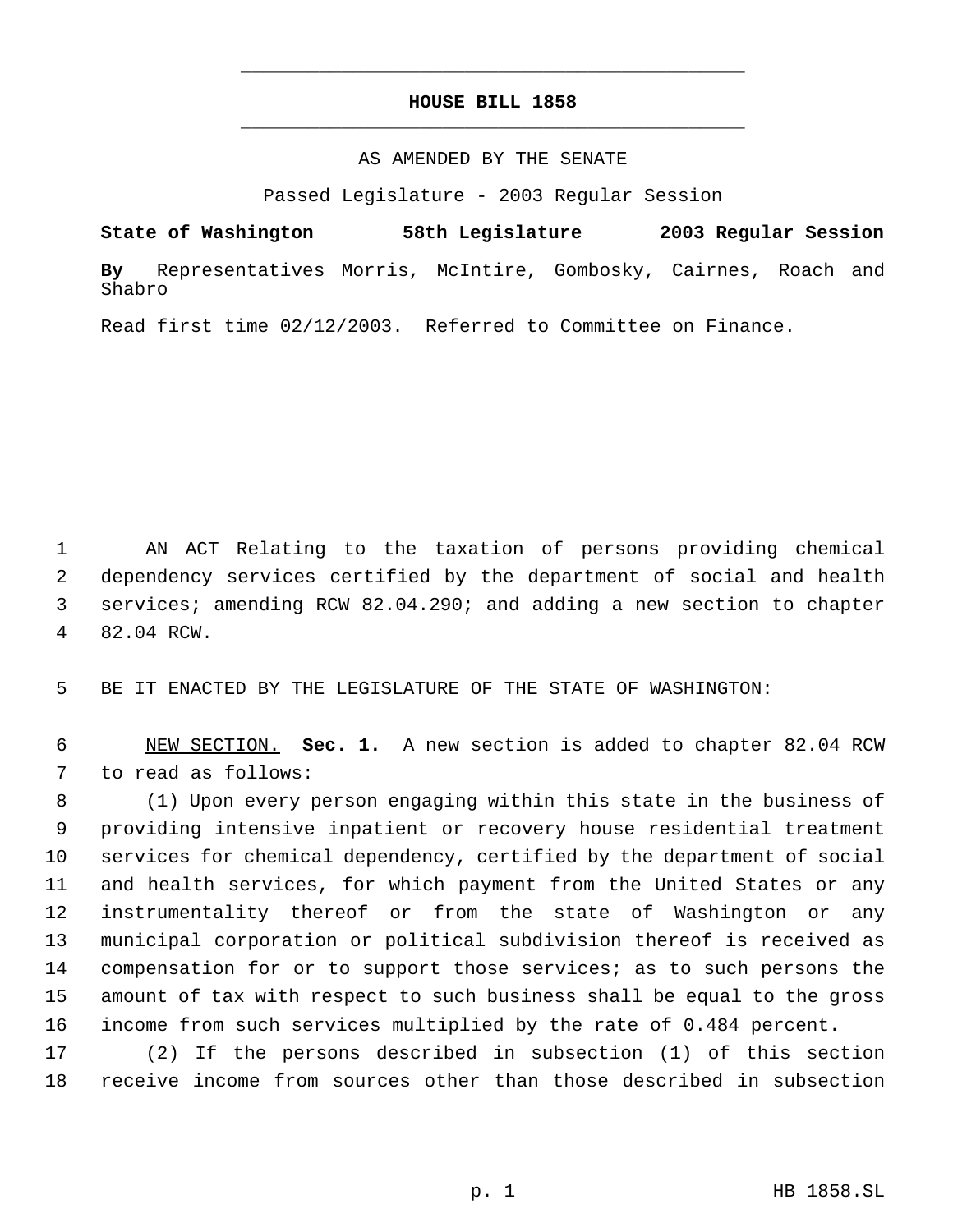# HOUSE BILL 1858

AS AMENDED BY THE SENATE

Passed Legislature - 2003 Regular Session

**State of Washington 58th Legislature 2003 Regular Session**

**By** Representatives Morris, McIntire, Gombosky, Cairnes, Roach and Shabro

Read first time 02/12/2003. Referred to Committee on Finance.

AN ACT Relating to the taxation of persons providing chemical dependency services certified by the department of social and health services; amending RCW 82.04.290; and adding a new section to chapter 82.04 RCW.

BE IT ENACTED BY THE LEGISLATURE OF THE STATE OF WASHINGTON:

NEW SECTION. **Sec. 1.** A new section is added to chapter 82.04 RCW to read as follows:

(1) Upon every person engaging within this state in the business of providing intensive inpatient or recovery house residential treatment services for chemical dependency, certified by the department of social and health services, for which payment from the United States or any instrumentality thereof or from the state of Washington or any municipal corporation or political subdivision thereof is received as compensation for or to support those services; as to such persons the amount of tax with respect to such business shall be equal to the gross income from such services multiplied by the rate of 0.484 percent.

(2) If the persons described in subsection (1) of this section receive income from sources other than those described in subsection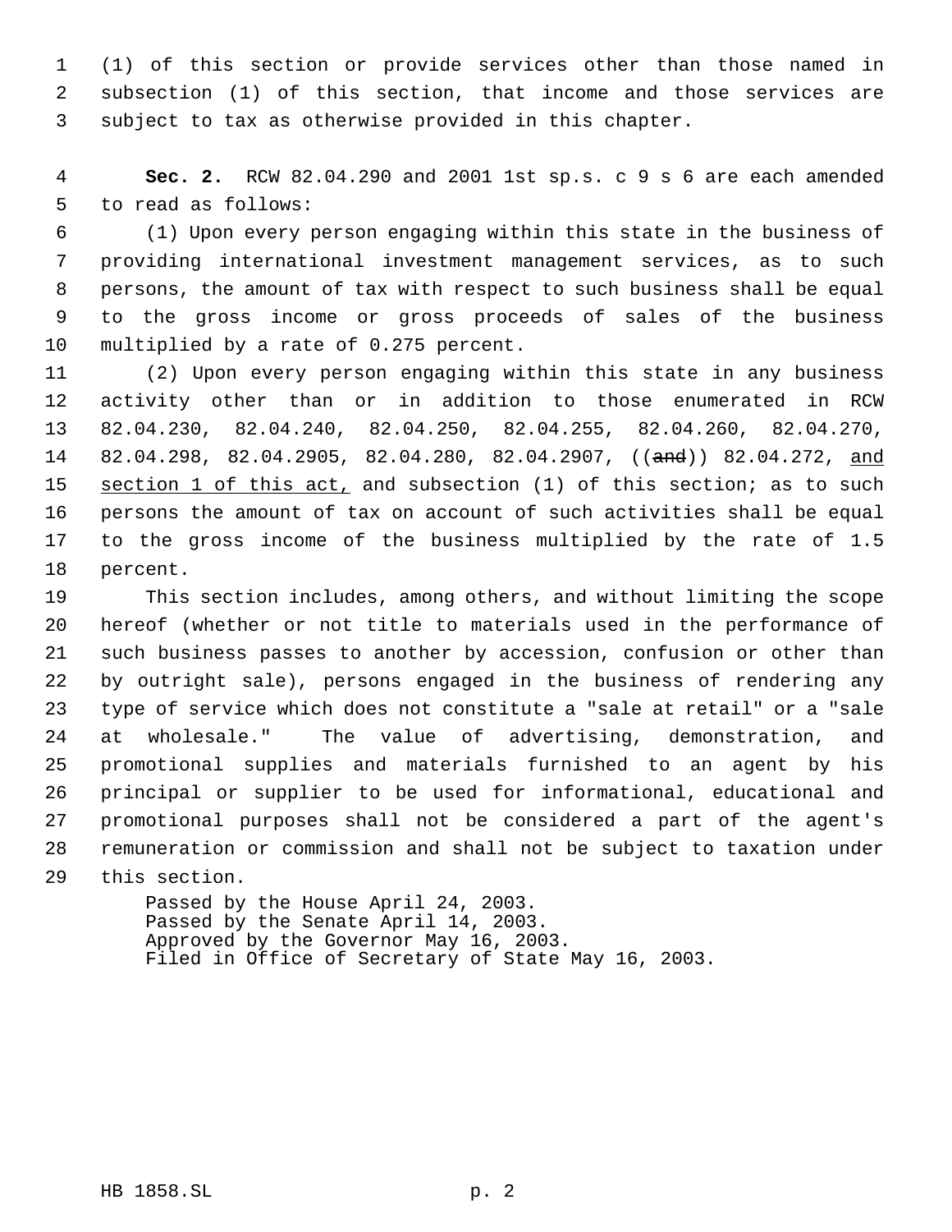(1) of this section or provide services other than those named in subsection (1) of this section, that income and those services are subject to tax as otherwise provided in this chapter.

**Sec. 2.** RCW 82.04.290 and 2001 1st sp.s. c 9 s 6 are each amended to read as follows:

(1) Upon every person engaging within this state in the business of providing international investment management services, as to such persons, the amount of tax with respect to such business shall be equal to the gross income or gross proceeds of sales of the business multiplied by a rate of 0.275 percent.

(2) Upon every person engaging within this state in any business activity other than or in addition to those enumerated in RCW 82.04.230, 82.04.240, 82.04.250, 82.04.255, 82.04.260, 82.04.270, 82.04.298, 82.04.2905, 82.04.280, 82.04.2907, ((~~and~~)) 82.04.272, <u>and section 1 of this act,</u> and subsection (1) of this section; as to such persons the amount of tax on account of such activities shall be equal to the gross income of the business multiplied by the rate of 1.5 percent.

This section includes, among others, and without limiting the scope hereof (whether or not title to materials used in the performance of such business passes to another by accession, confusion or other than by outright sale), persons engaged in the business of rendering any type of service which does not constitute a "sale at retail" or a "sale at wholesale." The value of advertising, demonstration, and promotional supplies and materials furnished to an agent by his principal or supplier to be used for informational, educational and promotional purposes shall not be considered a part of the agent's remuneration or commission and shall not be subject to taxation under this section.

Passed by the House April 24, 2003.
Passed by the Senate April 14, 2003.
Approved by the Governor May 16, 2003.
Filed in Office of Secretary of State May 16, 2003.